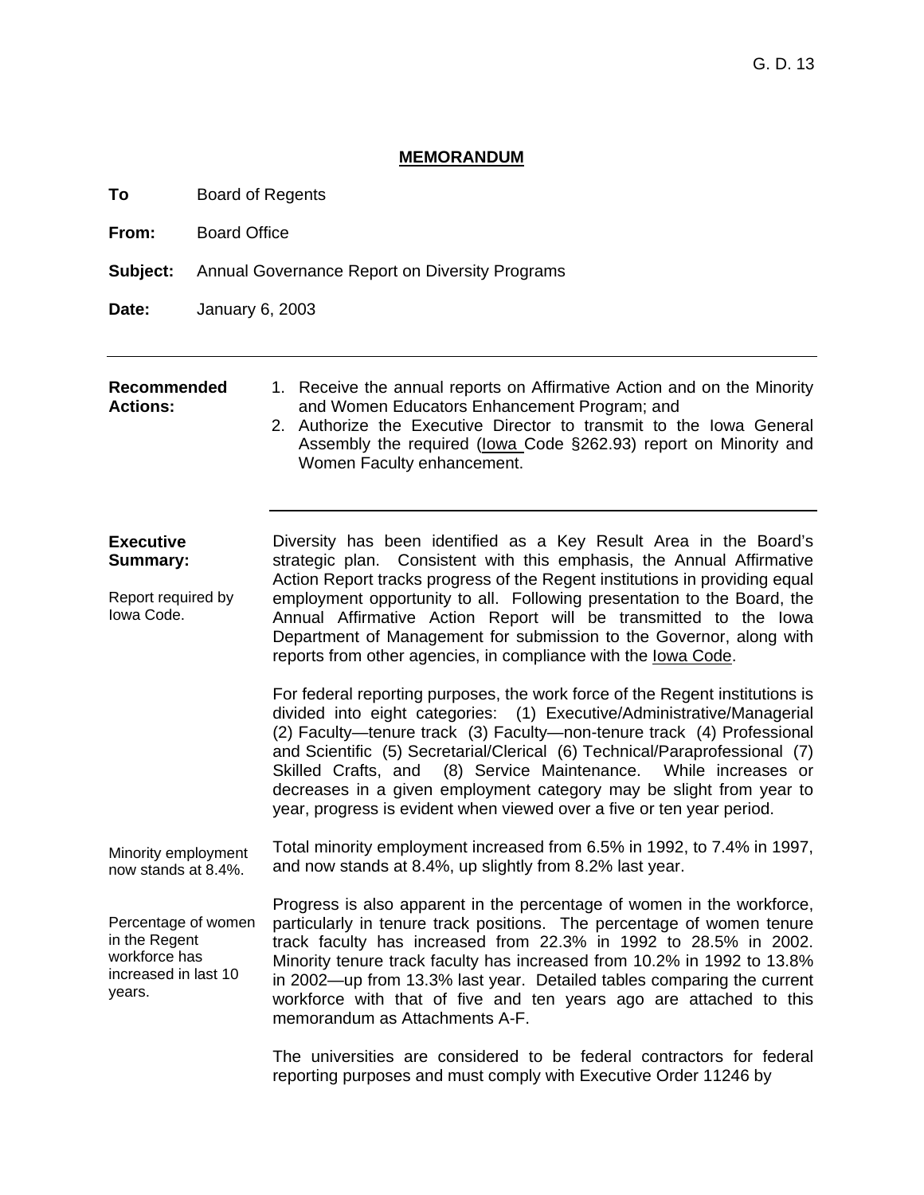G. D. 13

## MEMORANDUM

**To** Board of Regents

**From:** Board Office

**Subject:** Annual Governance Report on Diversity Programs

**Date:** January 6, 2003

---

**Recommended Actions:**

1. Receive the annual reports on Affirmative Action and on the Minority and Women Educators Enhancement Program; and
2. Authorize the Executive Director to transmit to the Iowa General Assembly the required (Iowa Code §262.93) report on Minority and Women Faculty enhancement.

---

**Executive Summary:**

*Report required by Iowa Code.*

Diversity has been identified as a Key Result Area in the Board's strategic plan. Consistent with this emphasis, the Annual Affirmative Action Report tracks progress of the Regent institutions in providing equal employment opportunity to all. Following presentation to the Board, the Annual Affirmative Action Report will be transmitted to the Iowa Department of Management for submission to the Governor, along with reports from other agencies, in compliance with the Iowa Code.

For federal reporting purposes, the work force of the Regent institutions is divided into eight categories: (1) Executive/Administrative/Managerial (2) Faculty—tenure track (3) Faculty—non-tenure track (4) Professional and Scientific (5) Secretarial/Clerical (6) Technical/Paraprofessional (7) Skilled Crafts, and (8) Service Maintenance. While increases or decreases in a given employment category may be slight from year to year, progress is evident when viewed over a five or ten year period.

*Minority employment now stands at 8.4%.*

Total minority employment increased from 6.5% in 1992, to 7.4% in 1997, and now stands at 8.4%, up slightly from 8.2% last year.

*Percentage of women in the Regent workforce has increased in last 10 years.*

Progress is also apparent in the percentage of women in the workforce, particularly in tenure track positions. The percentage of women tenure track faculty has increased from 22.3% in 1992 to 28.5% in 2002. Minority tenure track faculty has increased from 10.2% in 1992 to 13.8% in 2002—up from 13.3% last year. Detailed tables comparing the current workforce with that of five and ten years ago are attached to this memorandum as Attachments A-F.

The universities are considered to be federal contractors for federal reporting purposes and must comply with Executive Order 11246 by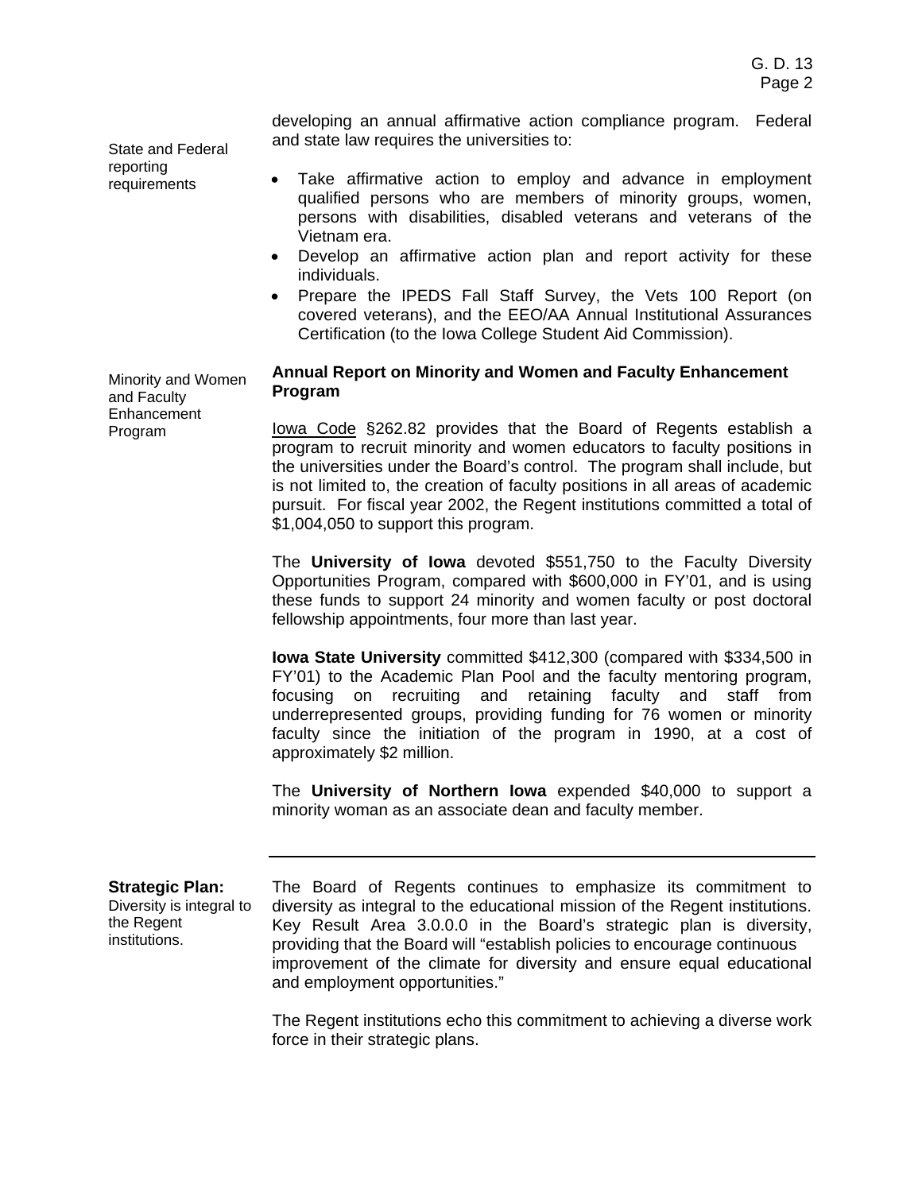developing an annual affirmative action compliance program. Federal and state law requires the universities to:

State and Federal reporting requirements

- Take affirmative action to employ and advance in employment qualified persons who are members of minority groups, women, persons with disabilities, disabled veterans and veterans of the Vietnam era.
- Develop an affirmative action plan and report activity for these individuals.
- Prepare the IPEDS Fall Staff Survey, the Vets 100 Report (on covered veterans), and the EEO/AA Annual Institutional Assurances Certification (to the Iowa College Student Aid Commission).

Minority and Women and Faculty Enhancement Program

**Annual Report on Minority and Women and Faculty Enhancement Program**

Iowa Code §262.82 provides that the Board of Regents establish a program to recruit minority and women educators to faculty positions in the universities under the Board's control. The program shall include, but is not limited to, the creation of faculty positions in all areas of academic pursuit. For fiscal year 2002, the Regent institutions committed a total of $1,004,050 to support this program.

The **University of Iowa** devoted $551,750 to the Faculty Diversity Opportunities Program, compared with $600,000 in FY'01, and is using these funds to support 24 minority and women faculty or post doctoral fellowship appointments, four more than last year.

**Iowa State University** committed $412,300 (compared with $334,500 in FY'01) to the Academic Plan Pool and the faculty mentoring program, focusing on recruiting and retaining faculty and staff from underrepresented groups, providing funding for 76 women or minority faculty since the initiation of the program in 1990, at a cost of approximately $2 million.

The **University of Northern Iowa** expended $40,000 to support a minority woman as an associate dean and faculty member.

---

**Strategic Plan:** Diversity is integral to the Regent institutions.

The Board of Regents continues to emphasize its commitment to diversity as integral to the educational mission of the Regent institutions. Key Result Area 3.0.0.0 in the Board's strategic plan is diversity, providing that the Board will "establish policies to encourage continuous improvement of the climate for diversity and ensure equal educational and employment opportunities."

The Regent institutions echo this commitment to achieving a diverse work force in their strategic plans.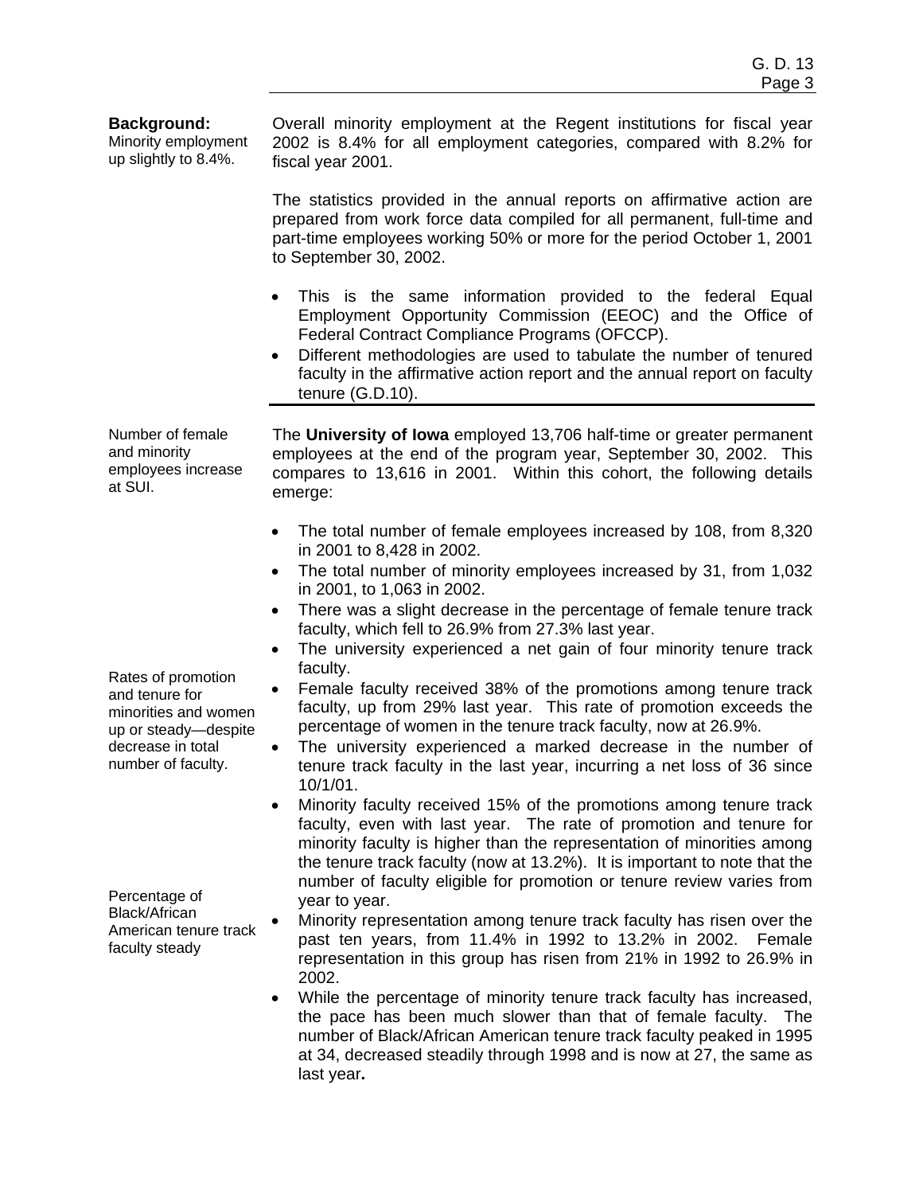**Background:**
Minority employment up slightly to 8.4%.

Overall minority employment at the Regent institutions for fiscal year 2002 is 8.4% for all employment categories, compared with 8.2% for fiscal year 2001.

The statistics provided in the annual reports on affirmative action are prepared from work force data compiled for all permanent, full-time and part-time employees working 50% or more for the period October 1, 2001 to September 30, 2002.

- This is the same information provided to the federal Equal Employment Opportunity Commission (EEOC) and the Office of Federal Contract Compliance Programs (OFCCP).
- Different methodologies are used to tabulate the number of tenured faculty in the affirmative action report and the annual report on faculty tenure (G.D.10).

---

Number of female and minority employees increase at SUI.

The **University of Iowa** employed 13,706 half-time or greater permanent employees at the end of the program year, September 30, 2002. This compares to 13,616 in 2001. Within this cohort, the following details emerge:

- The total number of female employees increased by 108, from 8,320 in 2001 to 8,428 in 2002.
- The total number of minority employees increased by 31, from 1,032 in 2001, to 1,063 in 2002.
- There was a slight decrease in the percentage of female tenure track faculty, which fell to 26.9% from 27.3% last year.
- The university experienced a net gain of four minority tenure track faculty.

Rates of promotion and tenure for minorities and women up or steady—despite decrease in total number of faculty.

- Female faculty received 38% of the promotions among tenure track faculty, up from 29% last year. This rate of promotion exceeds the percentage of women in the tenure track faculty, now at 26.9%.
- The university experienced a marked decrease in the number of tenure track faculty in the last year, incurring a net loss of 36 since 10/1/01.
- Minority faculty received 15% of the promotions among tenure track faculty, even with last year. The rate of promotion and tenure for minority faculty is higher than the representation of minorities among the tenure track faculty (now at 13.2%). It is important to note that the number of faculty eligible for promotion or tenure review varies from year to year.

Percentage of Black/African American tenure track faculty steady

- Minority representation among tenure track faculty has risen over the past ten years, from 11.4% in 1992 to 13.2% in 2002. Female representation in this group has risen from 21% in 1992 to 26.9% in 2002.
- While the percentage of minority tenure track faculty has increased, the pace has been much slower than that of female faculty. The number of Black/African American tenure track faculty peaked in 1995 at 34, decreased steadily through 1998 and is now at 27, the same as last year.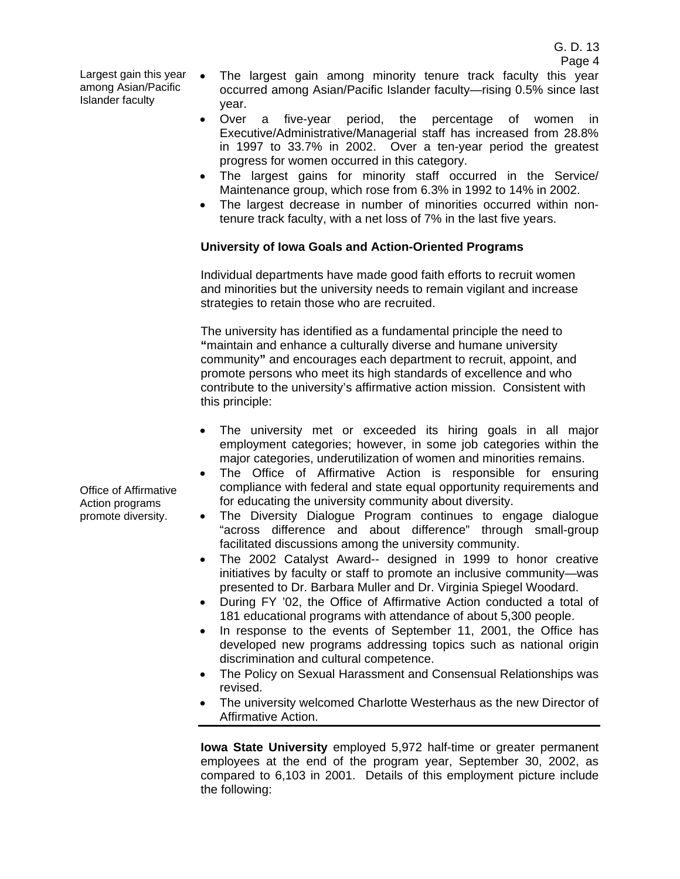Largest gain this year among Asian/Pacific Islander faculty

- The largest gain among minority tenure track faculty this year occurred among Asian/Pacific Islander faculty—rising 0.5% since last year.
- Over a five-year period, the percentage of women in Executive/Administrative/Managerial staff has increased from 28.8% in 1997 to 33.7% in 2002. Over a ten-year period the greatest progress for women occurred in this category.
- The largest gains for minority staff occurred in the Service/ Maintenance group, which rose from 6.3% in 1992 to 14% in 2002.
- The largest decrease in number of minorities occurred within non-tenure track faculty, with a net loss of 7% in the last five years.

**University of Iowa Goals and Action-Oriented Programs**

Individual departments have made good faith efforts to recruit women and minorities but the university needs to remain vigilant and increase strategies to retain those who are recruited.

The university has identified as a fundamental principle the need to **"**maintain and enhance a culturally diverse and humane university community**"** and encourages each department to recruit, appoint, and promote persons who meet its high standards of excellence and who contribute to the university's affirmative action mission. Consistent with this principle:

Office of Affirmative Action programs promote diversity.

- The university met or exceeded its hiring goals in all major employment categories; however, in some job categories within the major categories, underutilization of women and minorities remains.
- The Office of Affirmative Action is responsible for ensuring compliance with federal and state equal opportunity requirements and for educating the university community about diversity.
- The Diversity Dialogue Program continues to engage dialogue "across difference and about difference" through small-group facilitated discussions among the university community.
- The 2002 Catalyst Award-- designed in 1999 to honor creative initiatives by faculty or staff to promote an inclusive community—was presented to Dr. Barbara Muller and Dr. Virginia Spiegel Woodard.
- During FY '02, the Office of Affirmative Action conducted a total of 181 educational programs with attendance of about 5,300 people.
- In response to the events of September 11, 2001, the Office has developed new programs addressing topics such as national origin discrimination and cultural competence.
- The Policy on Sexual Harassment and Consensual Relationships was revised.
- The university welcomed Charlotte Westerhaus as the new Director of Affirmative Action.

---

**Iowa State University** employed 5,972 half-time or greater permanent employees at the end of the program year, September 30, 2002, as compared to 6,103 in 2001. Details of this employment picture include the following: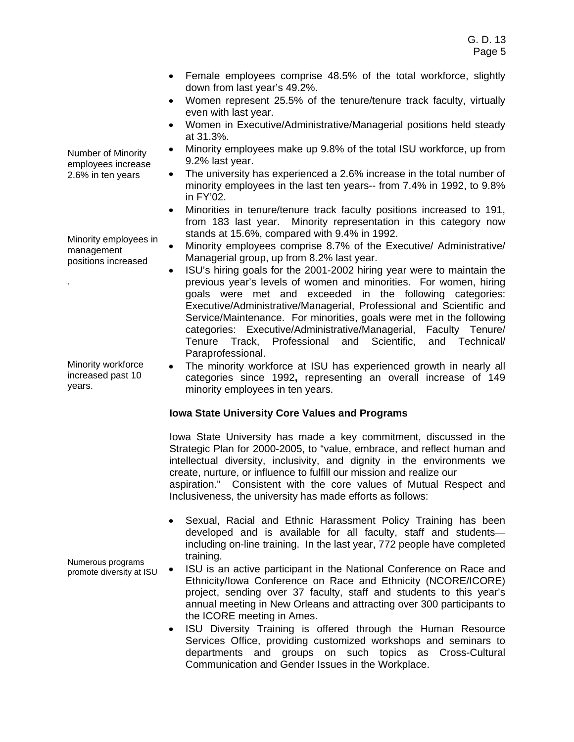- Female employees comprise 48.5% of the total workforce, slightly down from last year's 49.2%.
- Women represent 25.5% of the tenure/tenure track faculty, virtually even with last year.
- Women in Executive/Administrative/Managerial positions held steady at 31.3%.

Number of Minority employees increase 2.6% in ten years

- Minority employees make up 9.8% of the total ISU workforce, up from 9.2% last year.
- The university has experienced a 2.6% increase in the total number of minority employees in the last ten years-- from 7.4% in 1992, to 9.8% in FY'02.
- Minorities in tenure/tenure track faculty positions increased to 191, from 183 last year. Minority representation in this category now stands at 15.6%, compared with 9.4% in 1992.

Minority employees in management positions increased

- Minority employees comprise 8.7% of the Executive/ Administrative/ Managerial group, up from 8.2% last year.
- ISU's hiring goals for the 2001-2002 hiring year were to maintain the previous year's levels of women and minorities. For women, hiring goals were met and exceeded in the following categories: Executive/Administrative/Managerial, Professional and Scientific and Service/Maintenance. For minorities, goals were met in the following categories: Executive/Administrative/Managerial, Faculty Tenure/ Tenure Track, Professional and Scientific, and Technical/ Paraprofessional.

Minority workforce increased past 10 years.

- The minority workforce at ISU has experienced growth in nearly all categories since 1992**,** representing an overall increase of 149 minority employees in ten years.

**Iowa State University Core Values and Programs**

Iowa State University has made a key commitment, discussed in the Strategic Plan for 2000-2005, to "value, embrace, and reflect human and intellectual diversity, inclusivity, and dignity in the environments we create, nurture, or influence to fulfill our mission and realize our aspiration." Consistent with the core values of Mutual Respect and Inclusiveness, the university has made efforts as follows:

Numerous programs promote diversity at ISU

- Sexual, Racial and Ethnic Harassment Policy Training has been developed and is available for all faculty, staff and students—including on-line training. In the last year, 772 people have completed training.
- ISU is an active participant in the National Conference on Race and Ethnicity/Iowa Conference on Race and Ethnicity (NCORE/ICORE) project, sending over 37 faculty, staff and students to this year's annual meeting in New Orleans and attracting over 300 participants to the ICORE meeting in Ames.
- ISU Diversity Training is offered through the Human Resource Services Office, providing customized workshops and seminars to departments and groups on such topics as Cross-Cultural Communication and Gender Issues in the Workplace.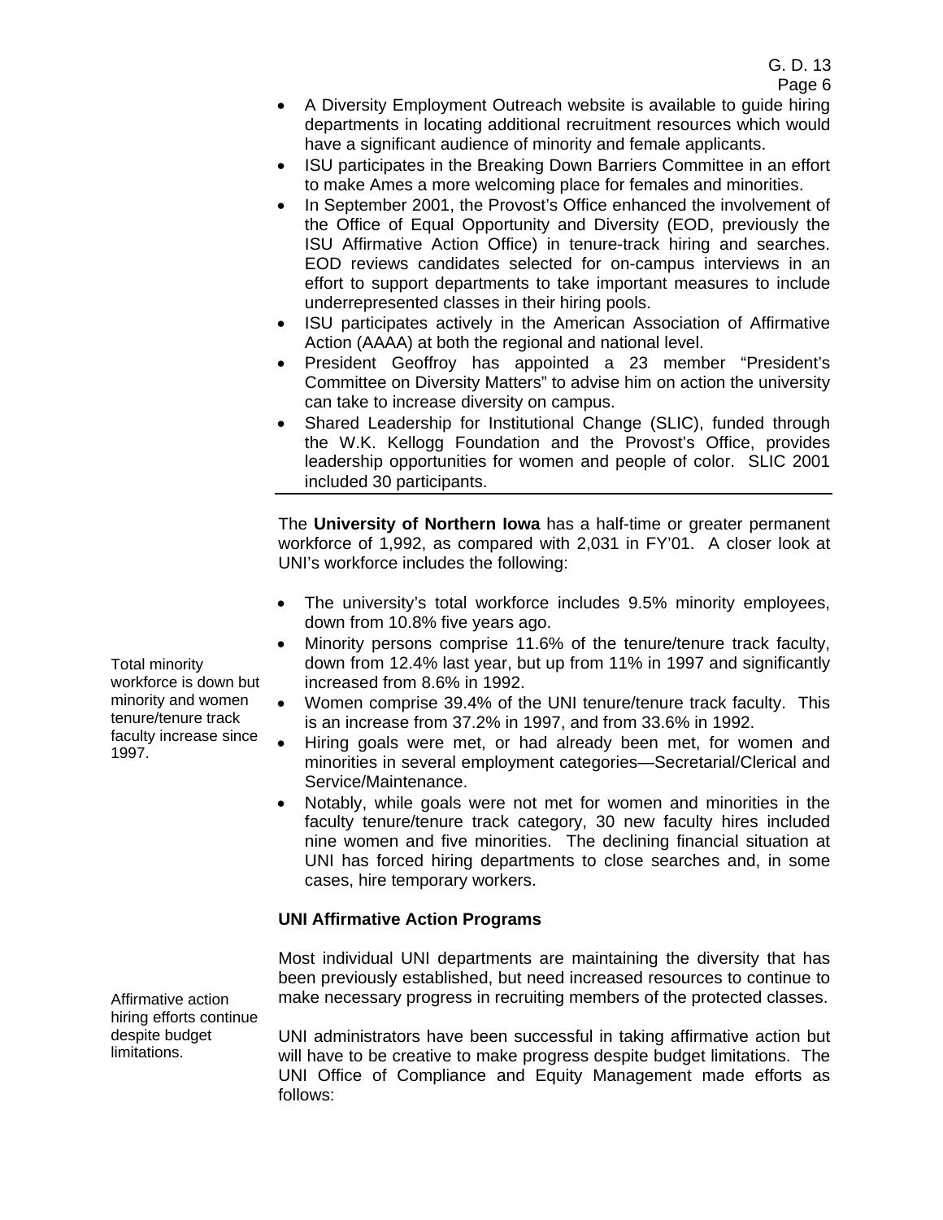- A Diversity Employment Outreach website is available to guide hiring departments in locating additional recruitment resources which would have a significant audience of minority and female applicants.
- ISU participates in the Breaking Down Barriers Committee in an effort to make Ames a more welcoming place for females and minorities.
- In September 2001, the Provost's Office enhanced the involvement of the Office of Equal Opportunity and Diversity (EOD, previously the ISU Affirmative Action Office) in tenure-track hiring and searches. EOD reviews candidates selected for on-campus interviews in an effort to support departments to take important measures to include underrepresented classes in their hiring pools.
- ISU participates actively in the American Association of Affirmative Action (AAAA) at both the regional and national level.
- President Geoffroy has appointed a 23 member "President's Committee on Diversity Matters" to advise him on action the university can take to increase diversity on campus.
- Shared Leadership for Institutional Change (SLIC), funded through the W.K. Kellogg Foundation and the Provost's Office, provides leadership opportunities for women and people of color. SLIC 2001 included 30 participants.

---

The **University of Northern Iowa** has a half-time or greater permanent workforce of 1,992, as compared with 2,031 in FY'01. A closer look at UNI's workforce includes the following:

*Total minority workforce is down but minority and women tenure/tenure track faculty increase since 1997.*

- The university's total workforce includes 9.5% minority employees, down from 10.8% five years ago.
- Minority persons comprise 11.6% of the tenure/tenure track faculty, down from 12.4% last year, but up from 11% in 1997 and significantly increased from 8.6% in 1992.
- Women comprise 39.4% of the UNI tenure/tenure track faculty. This is an increase from 37.2% in 1997, and from 33.6% in 1992.
- Hiring goals were met, or had already been met, for women and minorities in several employment categories—Secretarial/Clerical and Service/Maintenance.
- Notably, while goals were not met for women and minorities in the faculty tenure/tenure track category, 30 new faculty hires included nine women and five minorities. The declining financial situation at UNI has forced hiring departments to close searches and, in some cases, hire temporary workers.

**UNI Affirmative Action Programs**

*Affirmative action hiring efforts continue despite budget limitations.*

Most individual UNI departments are maintaining the diversity that has been previously established, but need increased resources to continue to make necessary progress in recruiting members of the protected classes.

UNI administrators have been successful in taking affirmative action but will have to be creative to make progress despite budget limitations. The UNI Office of Compliance and Equity Management made efforts as follows: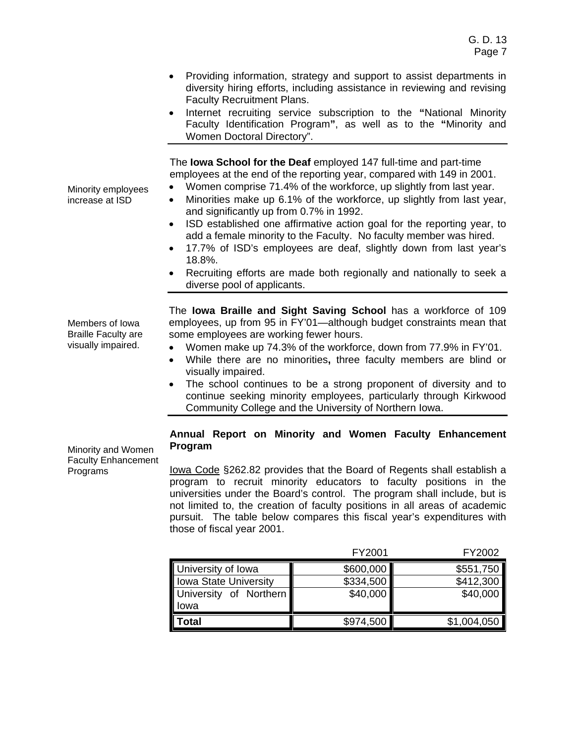- Providing information, strategy and support to assist departments in diversity hiring efforts, including assistance in reviewing and revising Faculty Recruitment Plans.
- Internet recruiting service subscription to the **"**National Minority Faculty Identification Program**"**, as well as to the **"**Minority and Women Doctoral Directory".

---

Minority employees increase at ISD

The **Iowa School for the Deaf** employed 147 full-time and part-time employees at the end of the reporting year, compared with 149 in 2001.

- Women comprise 71.4% of the workforce, up slightly from last year.
- Minorities make up 6.1% of the workforce, up slightly from last year, and significantly up from 0.7% in 1992.
- ISD established one affirmative action goal for the reporting year, to add a female minority to the Faculty. No faculty member was hired.
- 17.7% of ISD's employees are deaf, slightly down from last year's 18.8%.
- Recruiting efforts are made both regionally and nationally to seek a diverse pool of applicants.

---

Members of Iowa Braille Faculty are visually impaired.

The **Iowa Braille and Sight Saving School** has a workforce of 109 employees, up from 95 in FY'01—although budget constraints mean that some employees are working fewer hours.

- Women make up 74.3% of the workforce, down from 77.9% in FY'01.
- While there are no minorities**,** three faculty members are blind or visually impaired.
- The school continues to be a strong proponent of diversity and to continue seeking minority employees, particularly through Kirkwood Community College and the University of Northern Iowa.

---

Minority and Women Faculty Enhancement Programs

**Annual Report on Minority and Women Faculty Enhancement Program**

Iowa Code §262.82 provides that the Board of Regents shall establish a program to recruit minority educators to faculty positions in the universities under the Board's control. The program shall include, but is not limited to, the creation of faculty positions in all areas of academic pursuit. The table below compares this fiscal year's expenditures with those of fiscal year 2001.

| | FY2001 | FY2002 |
|---|---|---|
| University of Iowa | $600,000 | $551,750 |
| Iowa State University | $334,500 | $412,300 |
| University of Northern Iowa | $40,000 | $40,000 |
| **Total** | $974,500 | $1,004,050 |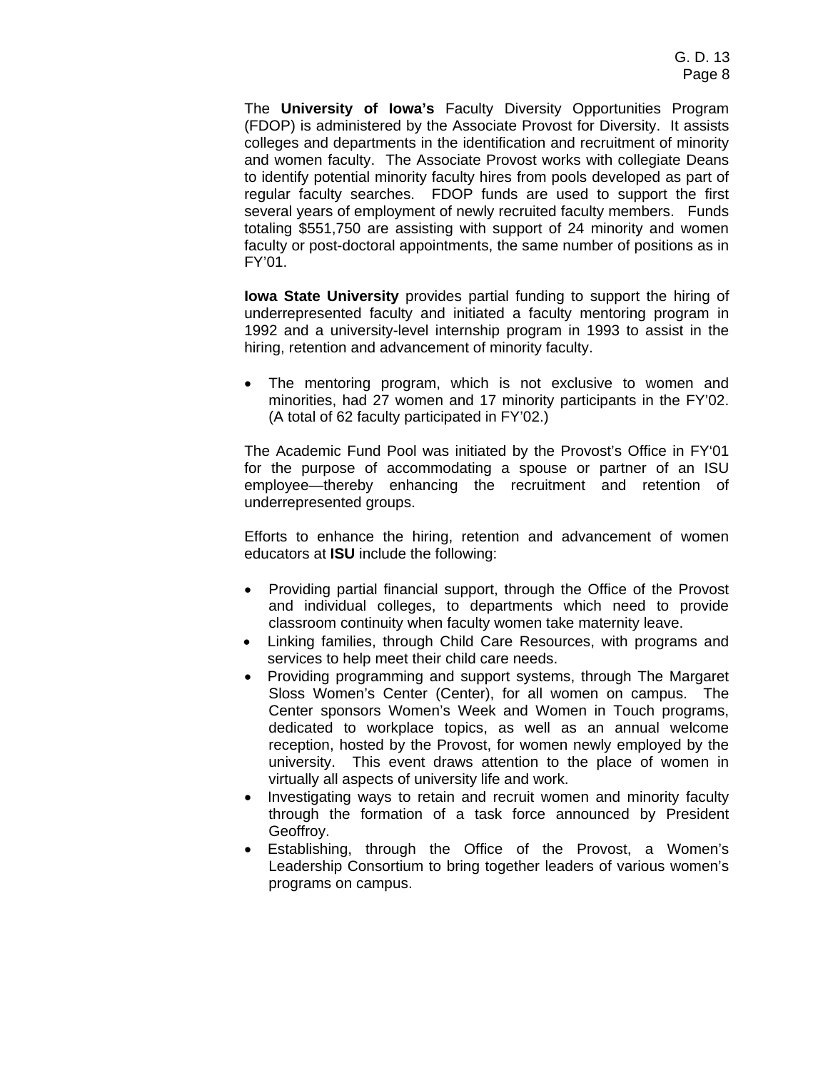The **University of Iowa's** Faculty Diversity Opportunities Program (FDOP) is administered by the Associate Provost for Diversity. It assists colleges and departments in the identification and recruitment of minority and women faculty. The Associate Provost works with collegiate Deans to identify potential minority faculty hires from pools developed as part of regular faculty searches. FDOP funds are used to support the first several years of employment of newly recruited faculty members. Funds totaling $551,750 are assisting with support of 24 minority and women faculty or post-doctoral appointments, the same number of positions as in FY'01.

**Iowa State University** provides partial funding to support the hiring of underrepresented faculty and initiated a faculty mentoring program in 1992 and a university-level internship program in 1993 to assist in the hiring, retention and advancement of minority faculty.

- The mentoring program, which is not exclusive to women and minorities, had 27 women and 17 minority participants in the FY'02. (A total of 62 faculty participated in FY'02.)

The Academic Fund Pool was initiated by the Provost's Office in FY'01 for the purpose of accommodating a spouse or partner of an ISU employee—thereby enhancing the recruitment and retention of underrepresented groups.

Efforts to enhance the hiring, retention and advancement of women educators at **ISU** include the following:

- Providing partial financial support, through the Office of the Provost and individual colleges, to departments which need to provide classroom continuity when faculty women take maternity leave.
- Linking families, through Child Care Resources, with programs and services to help meet their child care needs.
- Providing programming and support systems, through The Margaret Sloss Women's Center (Center), for all women on campus. The Center sponsors Women's Week and Women in Touch programs, dedicated to workplace topics, as well as an annual welcome reception, hosted by the Provost, for women newly employed by the university. This event draws attention to the place of women in virtually all aspects of university life and work.
- Investigating ways to retain and recruit women and minority faculty through the formation of a task force announced by President Geoffroy.
- Establishing, through the Office of the Provost, a Women's Leadership Consortium to bring together leaders of various women's programs on campus.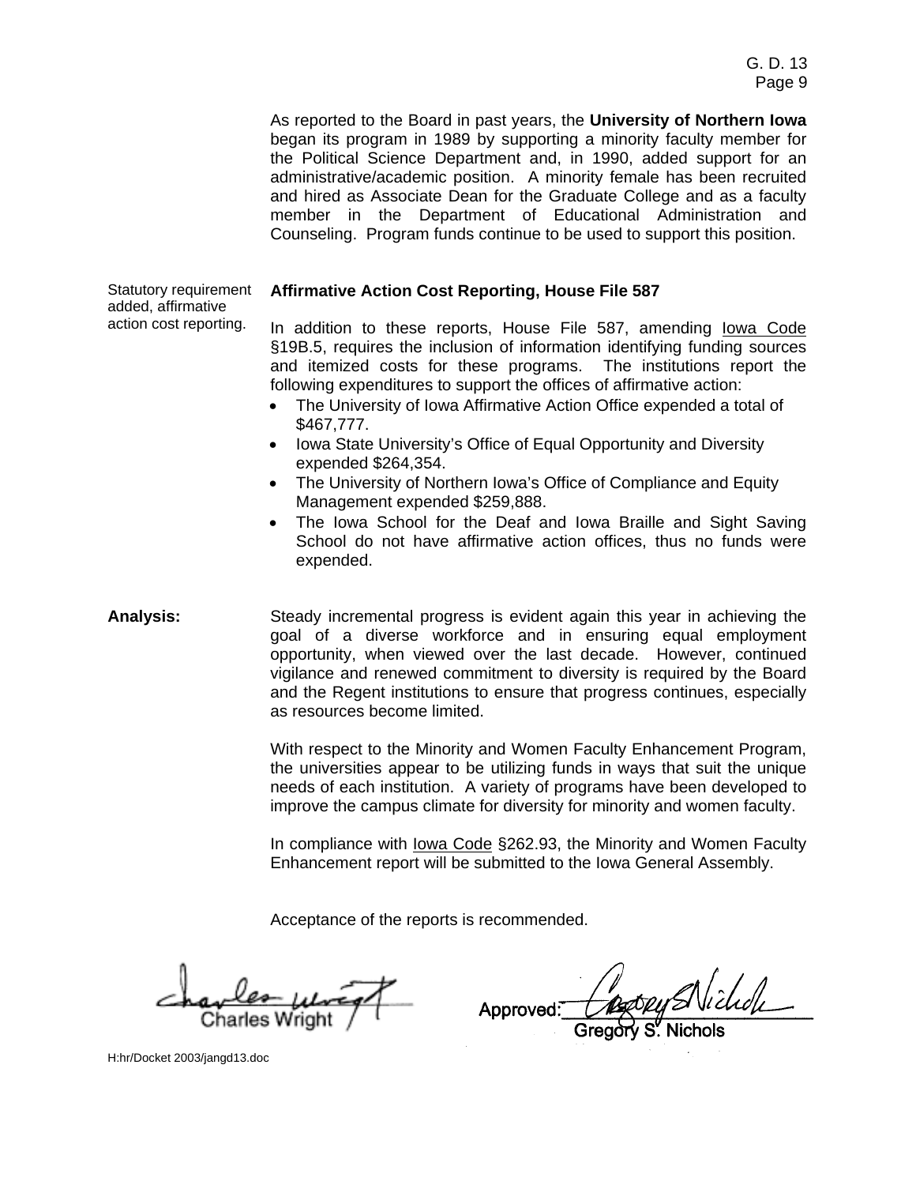As reported to the Board in past years, the **University of Northern Iowa** began its program in 1989 by supporting a minority faculty member for the Political Science Department and, in 1990, added support for an administrative/academic position. A minority female has been recruited and hired as Associate Dean for the Graduate College and as a faculty member in the Department of Educational Administration and Counseling. Program funds continue to be used to support this position.

Statutory requirement added, affirmative action cost reporting.

**Affirmative Action Cost Reporting, House File 587**

In addition to these reports, House File 587, amending Iowa Code §19B.5, requires the inclusion of information identifying funding sources and itemized costs for these programs. The institutions report the following expenditures to support the offices of affirmative action:

- The University of Iowa Affirmative Action Office expended a total of $467,777.
- Iowa State University's Office of Equal Opportunity and Diversity expended $264,354.
- The University of Northern Iowa's Office of Compliance and Equity Management expended $259,888.
- The Iowa School for the Deaf and Iowa Braille and Sight Saving School do not have affirmative action offices, thus no funds were expended.

**Analysis:** Steady incremental progress is evident again this year in achieving the goal of a diverse workforce and in ensuring equal employment opportunity, when viewed over the last decade. However, continued vigilance and renewed commitment to diversity is required by the Board and the Regent institutions to ensure that progress continues, especially as resources become limited.

With respect to the Minority and Women Faculty Enhancement Program, the universities appear to be utilizing funds in ways that suit the unique needs of each institution. A variety of programs have been developed to improve the campus climate for diversity for minority and women faculty.

In compliance with Iowa Code §262.93, the Minority and Women Faculty Enhancement report will be submitted to the Iowa General Assembly.

Acceptance of the reports is recommended.

Charles Wright

Approved: Gregory S. Nichols

H:hr/Docket 2003/jangd13.doc